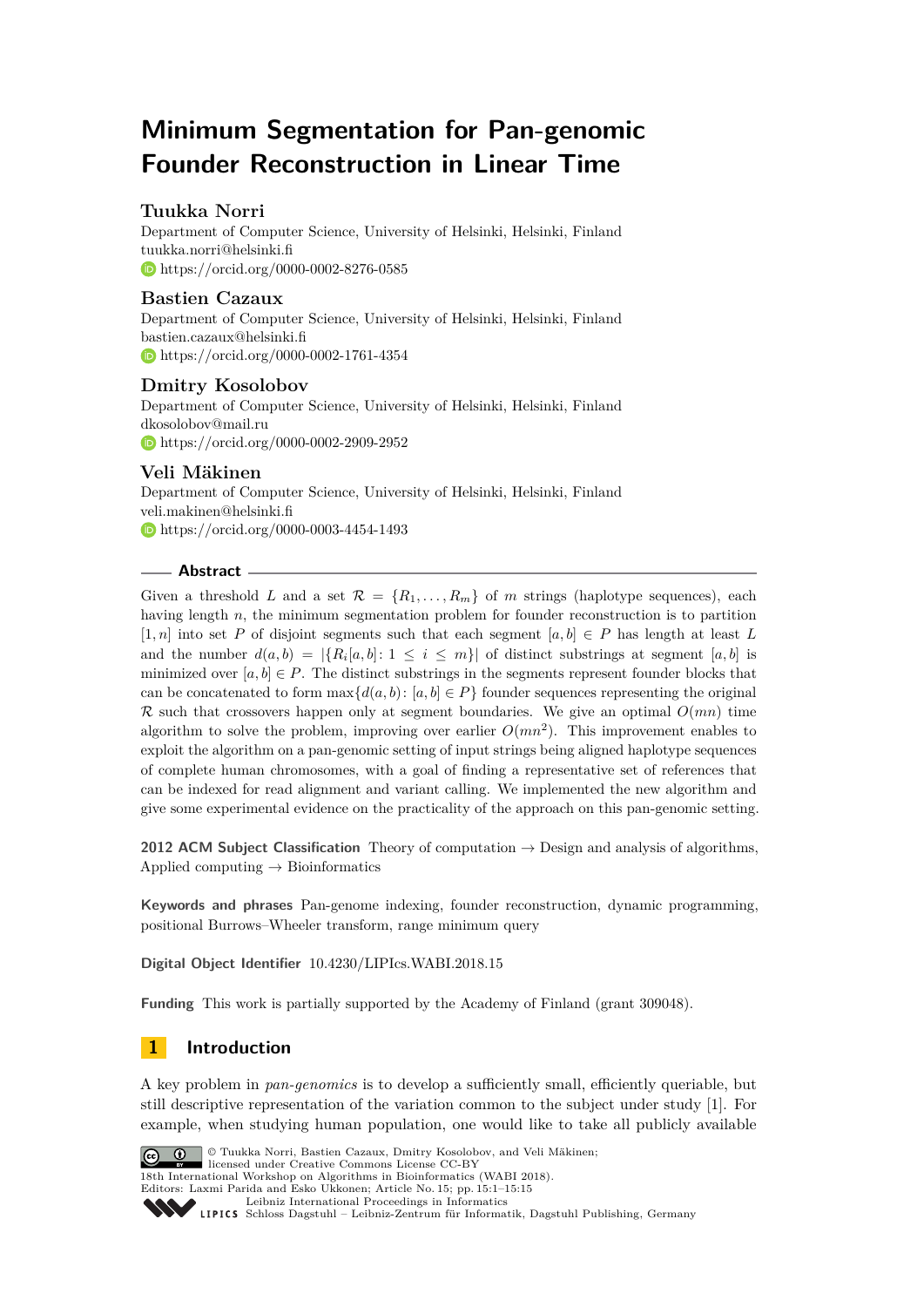# Minimum Segmentation for Pan-genomic Founder Reconstruction in Linear Time

**Tuukka Norri**
Department of Computer Science, University of Helsinki, Helsinki, Finland
tuukka.norri@helsinki.fi
https://orcid.org/0000-0002-8276-0585

**Bastien Cazaux**
Department of Computer Science, University of Helsinki, Helsinki, Finland
bastien.cazaux@helsinki.fi
https://orcid.org/0000-0002-1761-4354

**Dmitry Kosolobov**
Department of Computer Science, University of Helsinki, Helsinki, Finland
dkosolobov@mail.ru
https://orcid.org/0000-0002-2909-2952

**Veli Mäkinen**
Department of Computer Science, University of Helsinki, Helsinki, Finland
veli.makinen@helsinki.fi
https://orcid.org/0000-0003-4454-1493

## Abstract

Given a threshold $L$ and a set $\mathcal{R} = \{R_1, \dots, R_m\}$ of $m$ strings (haplotype sequences), each having length $n$, the minimum segmentation problem for founder reconstruction is to partition $[1, n]$ into set $P$ of disjoint segments such that each segment $[a, b] \in P$ has length at least $L$ and the number $d(a, b) = |\{R_i[a, b] : 1 \le i \le m\}|$ of distinct substrings at segment $[a, b]$ is minimized over $[a, b] \in P$. The distinct substrings in the segments represent founder blocks that can be concatenated to form $\max\{d(a, b) : [a, b] \in P\}$ founder sequences representing the original $\mathcal{R}$ such that crossovers happen only at segment boundaries. We give an optimal $O(mn)$ time algorithm to solve the problem, improving over earlier $O(mn^2)$. This improvement enables to exploit the algorithm on a pan-genomic setting of input strings being aligned haplotype sequences of complete human chromosomes, with a goal of finding a representative set of references that can be indexed for read alignment and variant calling. We implemented the new algorithm and give some experimental evidence on the practicality of the approach on this pan-genomic setting.

**2012 ACM Subject Classification** Theory of computation → Design and analysis of algorithms, Applied computing → Bioinformatics

**Keywords and phrases** Pan-genome indexing, founder reconstruction, dynamic programming, positional Burrows–Wheeler transform, range minimum query

**Digital Object Identifier** 10.4230/LIPIcs.WABI.2018.15

**Funding** This work is partially supported by the Academy of Finland (grant 309048).

## 1 Introduction

A key problem in *pan-genomics* is to develop a sufficiently small, efficiently queriable, but still descriptive representation of the variation common to the subject under study [1]. For example, when studying human population, one would like to take all publicly available

© Tuukka Norri, Bastien Cazaux, Dmitry Kosolobov, and Veli Mäkinen; licensed under Creative Commons License CC-BY
18th International Workshop on Algorithms in Bioinformatics (WABI 2018).
Editors: Laxmi Parida and Esko Ukkonen; Article No. 15; pp. 15:1–15:15
Leibniz International Proceedings in Informatics
Schloss Dagstuhl – Leibniz-Zentrum für Informatik, Dagstuhl Publishing, Germany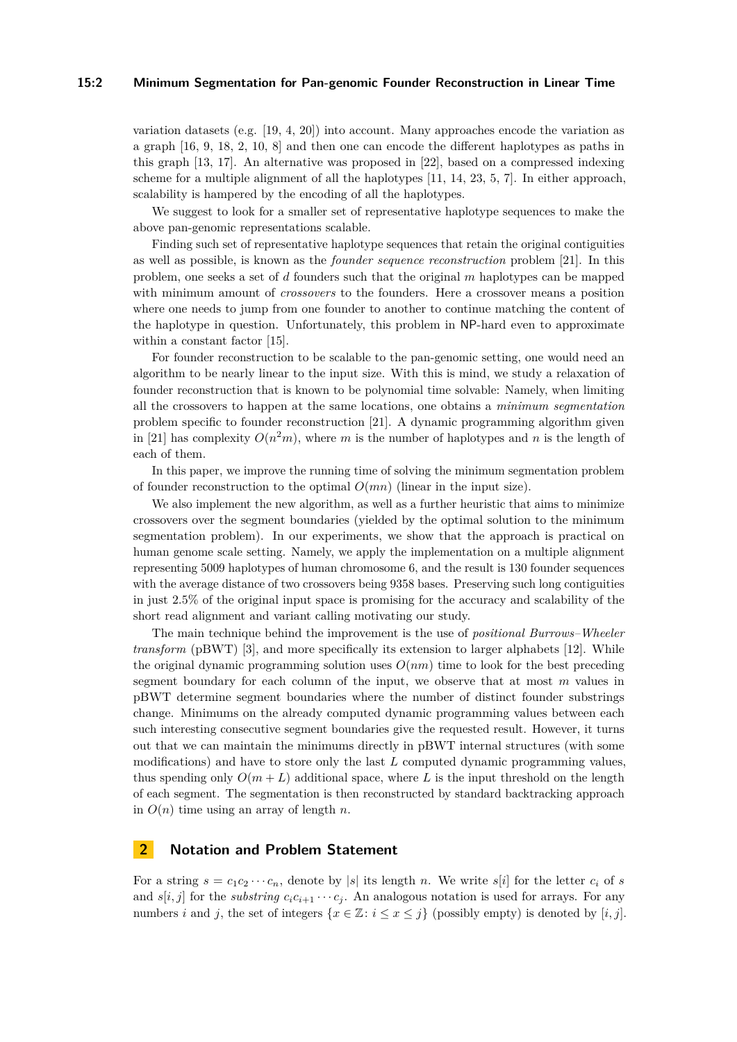variation datasets (e.g. [19, 4, 20]) into account. Many approaches encode the variation as a graph [16, 9, 18, 2, 10, 8] and then one can encode the different haplotypes as paths in this graph [13, 17]. An alternative was proposed in [22], based on a compressed indexing scheme for a multiple alignment of all the haplotypes [11, 14, 23, 5, 7]. In either approach, scalability is hampered by the encoding of all the haplotypes.

We suggest to look for a smaller set of representative haplotype sequences to make the above pan-genomic representations scalable.

Finding such set of representative haplotype sequences that retain the original contiguities as well as possible, is known as the *founder sequence reconstruction* problem [21]. In this problem, one seeks a set of $d$ founders such that the original $m$ haplotypes can be mapped with minimum amount of *crossovers* to the founders. Here a crossover means a position where one needs to jump from one founder to another to continue matching the content of the haplotype in question. Unfortunately, this problem in NP-hard even to approximate within a constant factor [15].

For founder reconstruction to be scalable to the pan-genomic setting, one would need an algorithm to be nearly linear to the input size. With this is mind, we study a relaxation of founder reconstruction that is known to be polynomial time solvable: Namely, when limiting all the crossovers to happen at the same locations, one obtains a *minimum segmentation* problem specific to founder reconstruction [21]. A dynamic programming algorithm given in [21] has complexity $O(n^2m)$, where $m$ is the number of haplotypes and $n$ is the length of each of them.

In this paper, we improve the running time of solving the minimum segmentation problem of founder reconstruction to the optimal $O(mn)$ (linear in the input size).

We also implement the new algorithm, as well as a further heuristic that aims to minimize crossovers over the segment boundaries (yielded by the optimal solution to the minimum segmentation problem). In our experiments, we show that the approach is practical on human genome scale setting. Namely, we apply the implementation on a multiple alignment representing 5009 haplotypes of human chromosome 6, and the result is 130 founder sequences with the average distance of two crossovers being 9358 bases. Preserving such long contiguities in just 2.5% of the original input space is promising for the accuracy and scalability of the short read alignment and variant calling motivating our study.

The main technique behind the improvement is the use of *positional Burrows–Wheeler transform* (pBWT) [3], and more specifically its extension to larger alphabets [12]. While the original dynamic programming solution uses $O(nm)$ time to look for the best preceding segment boundary for each column of the input, we observe that at most $m$ values in pBWT determine segment boundaries where the number of distinct founder substrings change. Minimums on the already computed dynamic programming values between each such interesting consecutive segment boundaries give the requested result. However, it turns out that we can maintain the minimums directly in pBWT internal structures (with some modifications) and have to store only the last $L$ computed dynamic programming values, thus spending only $O(m + L)$ additional space, where $L$ is the input threshold on the length of each segment. The segmentation is then reconstructed by standard backtracking approach in $O(n)$ time using an array of length $n$.

## 2 Notation and Problem Statement

For a string $s = c_1c_2 \cdots c_n$, denote by $|s|$ its length $n$. We write $s[i]$ for the letter $c_i$ of $s$ and $s[i, j]$ for the *substring* $c_ic_{i+1} \cdots c_j$. An analogous notation is used for arrays. For any numbers $i$ and $j$, the set of integers $\{x \in \mathbb{Z}: i \leq x \leq j\}$ (possibly empty) is denoted by $[i, j]$.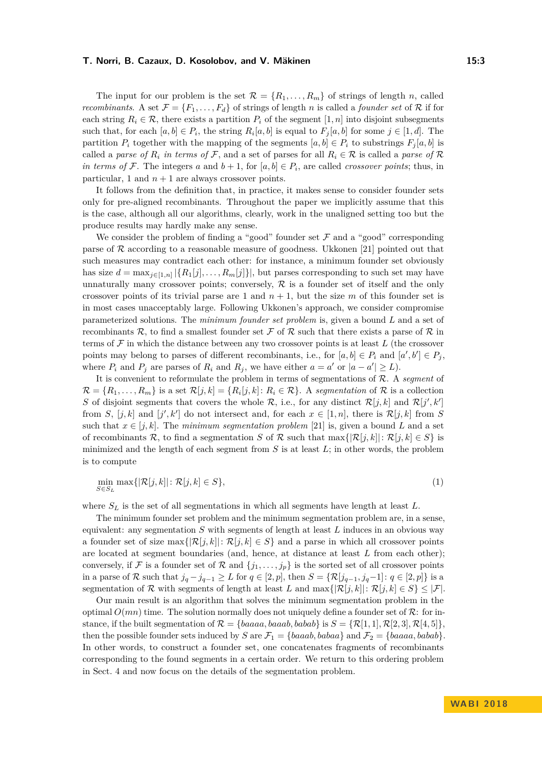The input for our problem is the set $\mathcal{R} = \{R_1, \ldots, R_m\}$ of strings of length $n$, called *recombinants*. A set $\mathcal{F} = \{F_1, \ldots, F_d\}$ of strings of length $n$ is called a *founder set* of $\mathcal{R}$ if for each string $R_i \in \mathcal{R}$, there exists a partition $P_i$ of the segment $[1, n]$ into disjoint subsegments such that, for each $[a, b] \in P_i$, the string $R_i[a, b]$ is equal to $F_j[a, b]$ for some $j \in [1, d]$. The partition $P_i$ together with the mapping of the segments $[a, b] \in P_i$ to substrings $F_j[a, b]$ is called a *parse of* $R_i$ *in terms of* $\mathcal{F}$, and a set of parses for all $R_i \in \mathcal{R}$ is called a *parse of* $\mathcal{R}$ *in terms of* $\mathcal{F}$. The integers $a$ and $b+1$, for $[a, b] \in P_i$, are called *crossover points*; thus, in particular, 1 and $n+1$ are always crossover points.

It follows from the definition that, in practice, it makes sense to consider founder sets only for pre-aligned recombinants. Throughout the paper we implicitly assume that this is the case, although all our algorithms, clearly, work in the unaligned setting too but the produce results may hardly make any sense.

We consider the problem of finding a "good" founder set $\mathcal{F}$ and a "good" corresponding parse of $\mathcal{R}$ according to a reasonable measure of goodness. Ukkonen [21] pointed out that such measures may contradict each other: for instance, a minimum founder set obviously has size $d = \max_{j \in [1,n]} |\{R_1[j], \ldots, R_m[j]\}|$, but parses corresponding to such set may have unnaturally many crossover points; conversely, $\mathcal{R}$ is a founder set of itself and the only crossover points of its trivial parse are 1 and $n+1$, but the size $m$ of this founder set is in most cases unacceptably large. Following Ukkonen's approach, we consider compromise parameterized solutions. The *minimum founder set problem* is, given a bound $L$ and a set of recombinants $\mathcal{R}$, to find a smallest founder set $\mathcal{F}$ of $\mathcal{R}$ such that there exists a parse of $\mathcal{R}$ in terms of $\mathcal{F}$ in which the distance between any two crossover points is at least $L$ (the crossover points may belong to parses of different recombinants, i.e., for $[a, b] \in P_i$ and $[a', b'] \in P_j$, where $P_i$ and $P_j$ are parses of $R_i$ and $R_j$, we have either $a = a'$ or $|a - a'| \geq L$).

It is convenient to reformulate the problem in terms of segmentations of $\mathcal{R}$. A *segment* of $\mathcal{R} = \{R_1, \ldots, R_m\}$ is a set $\mathcal{R}[j, k] = \{R_i[j, k] \colon R_i \in \mathcal{R}\}$. A *segmentation* of $\mathcal{R}$ is a collection $S$ of disjoint segments that covers the whole $\mathcal{R}$, i.e., for any distinct $\mathcal{R}[j, k]$ and $\mathcal{R}[j', k']$ from $S$, $[j, k]$ and $[j', k']$ do not intersect and, for each $x \in [1, n]$, there is $\mathcal{R}[j, k]$ from $S$ such that $x \in [j, k]$. The *minimum segmentation problem* [21] is, given a bound $L$ and a set of recombinants $\mathcal{R}$, to find a segmentation $S$ of $\mathcal{R}$ such that $\max\{|\mathcal{R}[j, k]| \colon \mathcal{R}[j, k] \in S\}$ is minimized and the length of each segment from $S$ is at least $L$; in other words, the problem is to compute

$$\min_{S \in S_L} \max\{|\mathcal{R}[j, k]| \colon \mathcal{R}[j, k] \in S\}, \tag{1}$$

where $S_L$ is the set of all segmentations in which all segments have length at least $L$.

The minimum founder set problem and the minimum segmentation problem are, in a sense, equivalent: any segmentation $S$ with segments of length at least $L$ induces in an obvious way a founder set of size $\max\{|\mathcal{R}[j, k]| \colon \mathcal{R}[j, k] \in S\}$ and a parse in which all crossover points are located at segment boundaries (and, hence, at distance at least $L$ from each other); conversely, if $\mathcal{F}$ is a founder set of $\mathcal{R}$ and $\{j_1, \ldots, j_p\}$ is the sorted set of all crossover points in a parse of $\mathcal{R}$ such that $j_q - j_{q-1} \geq L$ for $q \in [2, p]$, then $S = \{\mathcal{R}[j_{q-1}, j_q - 1] \colon q \in [2, p]\}$ is a segmentation of $\mathcal{R}$ with segments of length at least $L$ and $\max\{|\mathcal{R}[j, k]| \colon \mathcal{R}[j, k] \in S\} \leq |\mathcal{F}|$.

Our main result is an algorithm that solves the minimum segmentation problem in the optimal $O(mn)$ time. The solution normally does not uniquely define a founder set of $\mathcal{R}$: for instance, if the built segmentation of $\mathcal{R} = \{baaaa, baaab, babab\}$ is $S = \{\mathcal{R}[1, 1], \mathcal{R}[2, 3], \mathcal{R}[4, 5]\}$, then the possible founder sets induced by $S$ are $\mathcal{F}_1 = \{baaab, babaa\}$ and $\mathcal{F}_2 = \{baaaa, babab\}$. In other words, to construct a founder set, one concatenates fragments of recombinants corresponding to the found segments in a certain order. We return to this ordering problem in Sect. 4 and now focus on the details of the segmentation problem.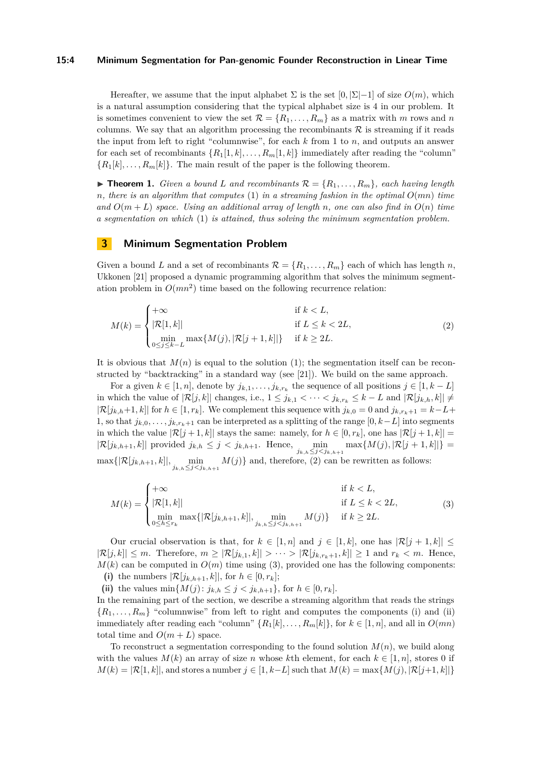Hereafter, we assume that the input alphabet $\Sigma$ is the set $[0, |\Sigma|-1]$ of size $O(m)$, which is a natural assumption considering that the typical alphabet size is 4 in our problem. It is sometimes convenient to view the set $\mathcal{R} = \{R_1, \ldots, R_m\}$ as a matrix with $m$ rows and $n$ columns. We say that an algorithm processing the recombinants $\mathcal{R}$ is streaming if it reads the input from left to right "columnwise", for each $k$ from 1 to $n$, and outputs an answer for each set of recombinants $\{R_1[1,k], \ldots, R_m[1,k]\}$ immediately after reading the "column" $\{R_1[k], \ldots, R_m[k]\}$. The main result of the paper is the following theorem.

▶ **Theorem 1.** *Given a bound $L$ and recombinants $\mathcal{R} = \{R_1, \ldots, R_m\}$, each having length $n$, there is an algorithm that computes (1) in a streaming fashion in the optimal $O(mn)$ time and $O(m + L)$ space. Using an additional array of length $n$, one can also find in $O(n)$ time a segmentation on which (1) is attained, thus solving the minimum segmentation problem.*

## 3 Minimum Segmentation Problem

Given a bound $L$ and a set of recombinants $\mathcal{R} = \{R_1, \ldots, R_m\}$ each of which has length $n$, Ukkonen [21] proposed a dynamic programming algorithm that solves the minimum segmentation problem in $O(mn^2)$ time based on the following recurrence relation:

$$M(k) = \begin{cases} +\infty & \text{if } k < L, \\ |\mathcal{R}[1,k]| & \text{if } L \le k < 2L, \\ \min\limits_{0 \le j \le k-L} \max\{M(j), |\mathcal{R}[j+1,k]|\} & \text{if } k \ge 2L. \end{cases} \tag{2}$$

It is obvious that $M(n)$ is equal to the solution (1); the segmentation itself can be reconstructed by "backtracking" in a standard way (see [21]). We build on the same approach.

For a given $k \in [1,n]$, denote by $j_{k,1}, \ldots, j_{k,r_k}$ the sequence of all positions $j \in [1, k-L]$ in which the value of $|\mathcal{R}[j,k]|$ changes, i.e., $1 \le j_{k,1} < \cdots < j_{k,r_k} \le k-L$ and $|\mathcal{R}[j_{k,h},k]| \ne |\mathcal{R}[j_{k,h}+1,k]|$ for $h \in [1, r_k]$. We complement this sequence with $j_{k,0} = 0$ and $j_{k,r_k+1} = k-L+1$, so that $j_{k,0}, \ldots, j_{k,r_k+1}$ can be interpreted as a splitting of the range $[0, k-L]$ into segments in which the value $|\mathcal{R}[j+1,k]|$ stays the same: namely, for $h \in [0, r_k]$, one has $|\mathcal{R}[j+1,k]| = |\mathcal{R}[j_{k,h+1},k]|$ provided $j_{k,h} \le j < j_{k,h+1}$. Hence, $\min\limits_{j_{k,h} \le j < j_{k,h+1}} \max\{M(j), |\mathcal{R}[j+1,k]|\} = \max\{|\mathcal{R}[j_{k,h+1},k]|, \min\limits_{j_{k,h} \le j < j_{k,h+1}} M(j)\}$ and, therefore, (2) can be rewritten as follows:

$$M(k) = \begin{cases} +\infty & \text{if } k < L, \\ |\mathcal{R}[1,k]| & \text{if } L \le k < 2L, \\ \min\limits_{0 \le h \le r_k} \max\{|\mathcal{R}[j_{k,h+1},k]|, \min\limits_{j_{k,h} \le j < j_{k,h+1}} M(j)\} & \text{if } k \ge 2L. \end{cases} \tag{3}$$

Our crucial observation is that, for $k \in [1,n]$ and $j \in [1,k]$, one has $|\mathcal{R}[j+1,k]| \le |\mathcal{R}[j,k]| \le m$. Therefore, $m \ge |\mathcal{R}[j_{k,1},k]| > \cdots > |\mathcal{R}[j_{k,r_k+1},k]| \ge 1$ and $r_k < m$. Hence, $M(k)$ can be computed in $O(m)$ time using (3), provided one has the following components:

**(i)** the numbers $|\mathcal{R}[j_{k,h+1},k]|$, for $h \in [0, r_k]$;

**(ii)** the values $\min\{M(j) \colon j_{k,h} \le j < j_{k,h+1}\}$, for $h \in [0, r_k]$.

In the remaining part of the section, we describe a streaming algorithm that reads the strings $\{R_1, \ldots, R_m\}$ "columnwise" from left to right and computes the components (i) and (ii) immediately after reading each "column" $\{R_1[k], \ldots, R_m[k]\}$, for $k \in [1,n]$, and all in $O(mn)$ total time and $O(m+L)$ space.

To reconstruct a segmentation corresponding to the found solution $M(n)$, we build along with the values $M(k)$ an array of size $n$ whose $k$th element, for each $k \in [1,n]$, stores 0 if $M(k) = |\mathcal{R}[1,k]|$, and stores a number $j \in [1, k-L]$ such that $M(k) = \max\{M(j), |\mathcal{R}[j+1,k]|\}$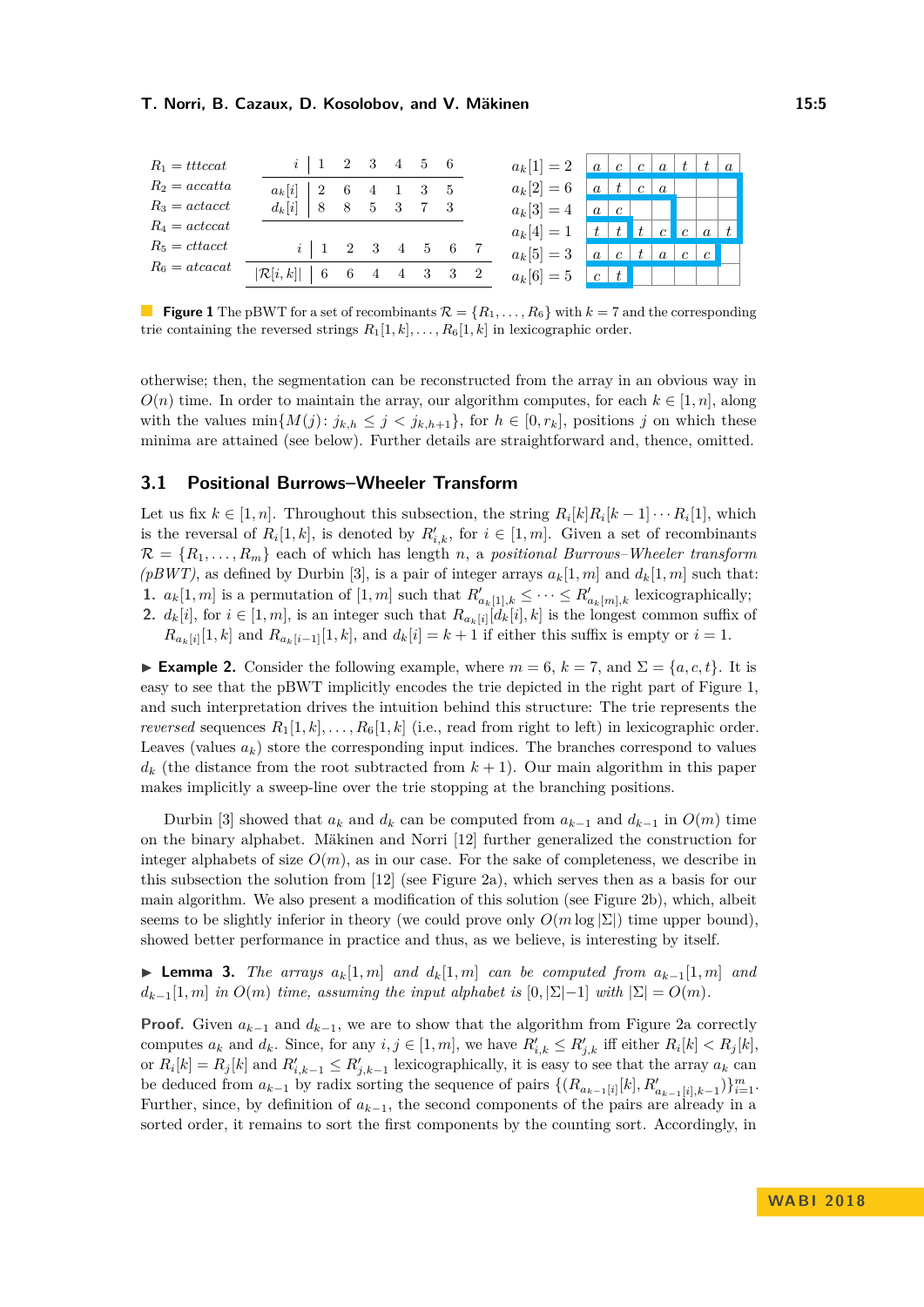$R_1 = tttccat$
$R_2 = accatta$
$R_3 = actacct$
$R_4 = actccat$
$R_5 = cttacct$
$R_6 = atcacat$

| $i$ | 1 | 2 | 3 | 4 | 5 | 6 |
|---|---|---|---|---|---|---|
| $a_k[i]$ | 2 | 6 | 4 | 1 | 3 | 5 |
| $d_k[i]$ | 8 | 8 | 5 | 3 | 7 | 3 |

| $i$ | 1 | 2 | 3 | 4 | 5 | 6 | 7 |
|---|---|---|---|---|---|---|---|
| $\lvert\mathcal{R}[i,k]\rvert$ | 6 | 6 | 4 | 4 | 3 | 3 | 2 |

| | | | | | | | |
|---|---|---|---|---|---|---|---|
| $a_k[1] = 2$ | a | c | c | a | t | t | a |
| $a_k[2] = 6$ | a | t | c | a | | | |
| $a_k[3] = 4$ | a | c | | | | | |
| $a_k[4] = 1$ | t | t | t | c | c | a | t |
| $a_k[5] = 3$ | a | c | t | a | c | c | |
| $a_k[6] = 5$ | c | t | | | | | |

**Figure 1** The pBWT for a set of recombinants $\mathcal{R} = \{R_1, \dots, R_6\}$ with $k = 7$ and the corresponding trie containing the reversed strings $R_1[1,k], \dots, R_6[1,k]$ in lexicographic order.

otherwise; then, the segmentation can be reconstructed from the array in an obvious way in $O(n)$ time. In order to maintain the array, our algorithm computes, for each $k \in [1,n]$, along with the values $\min\{M(j) \colon j_{k,h} \le j < j_{k,h+1}\}$, for $h \in [0, r_k]$, positions $j$ on which these minima are attained (see below). Further details are straightforward and, thence, omitted.

## 3.1 Positional Burrows–Wheeler Transform

Let us fix $k \in [1,n]$. Throughout this subsection, the string $R_i[k]R_i[k-1]\cdots R_i[1]$, which is the reversal of $R_i[1,k]$, is denoted by $R'_{i,k}$, for $i \in [1,m]$. Given a set of recombinants $\mathcal{R} = \{R_1, \dots, R_m\}$ each of which has length $n$, a *positional Burrows–Wheeler transform (pBWT)*, as defined by Durbin [3], is a pair of integer arrays $a_k[1,m]$ and $d_k[1,m]$ such that:

1. $a_k[1,m]$ is a permutation of $[1,m]$ such that $R'_{a_k[1],k} \le \dots \le R'_{a_k[m],k}$ lexicographically;
2. $d_k[i]$, for $i \in [1,m]$, is an integer such that $R_{a_k[i]}[d_k[i], k]$ is the longest common suffix of $R_{a_k[i]}[1,k]$ and $R_{a_k[i-1]}[1,k]$, and $d_k[i] = k+1$ if either this suffix is empty or $i = 1$.

▶ **Example 2.** Consider the following example, where $m = 6$, $k = 7$, and $\Sigma = \{a, c, t\}$. It is easy to see that the pBWT implicitly encodes the trie depicted in the right part of Figure 1, and such interpretation drives the intuition behind this structure: The trie represents the *reversed* sequences $R_1[1,k], \dots, R_6[1,k]$ (i.e., read from right to left) in lexicographic order. Leaves (values $a_k$) store the corresponding input indices. The branches correspond to values $d_k$ (the distance from the root subtracted from $k+1$). Our main algorithm in this paper makes implicitly a sweep-line over the trie stopping at the branching positions.

Durbin [3] showed that $a_k$ and $d_k$ can be computed from $a_{k-1}$ and $d_{k-1}$ in $O(m)$ time on the binary alphabet. Mäkinen and Norri [12] further generalized the construction for integer alphabets of size $O(m)$, as in our case. For the sake of completeness, we describe in this subsection the solution from [12] (see Figure 2a), which serves then as a basis for our main algorithm. We also present a modification of this solution (see Figure 2b), which, albeit seems to be slightly inferior in theory (we could prove only $O(m \log |\Sigma|)$ time upper bound), showed better performance in practice and thus, as we believe, is interesting by itself.

▶ **Lemma 3.** *The arrays $a_k[1,m]$ and $d_k[1,m]$ can be computed from $a_{k-1}[1,m]$ and $d_{k-1}[1,m]$ in $O(m)$ time, assuming the input alphabet is $[0, |\Sigma|-1]$ with $|\Sigma| = O(m)$.*

**Proof.** Given $a_{k-1}$ and $d_{k-1}$, we are to show that the algorithm from Figure 2a correctly computes $a_k$ and $d_k$. Since, for any $i, j \in [1,m]$, we have $R'_{i,k} \le R'_{j,k}$ iff either $R_i[k] < R_j[k]$, or $R_i[k] = R_j[k]$ and $R'_{i,k-1} \le R'_{j,k-1}$ lexicographically, it is easy to see that the array $a_k$ can be deduced from $a_{k-1}$ by radix sorting the sequence of pairs $\{(R_{a_{k-1}[i]}[k], R'_{a_{k-1}[i],k-1})\}_{i=1}^{m}$. Further, since, by definition of $a_{k-1}$, the second components of the pairs are already in a sorted order, it remains to sort the first components by the counting sort. Accordingly, in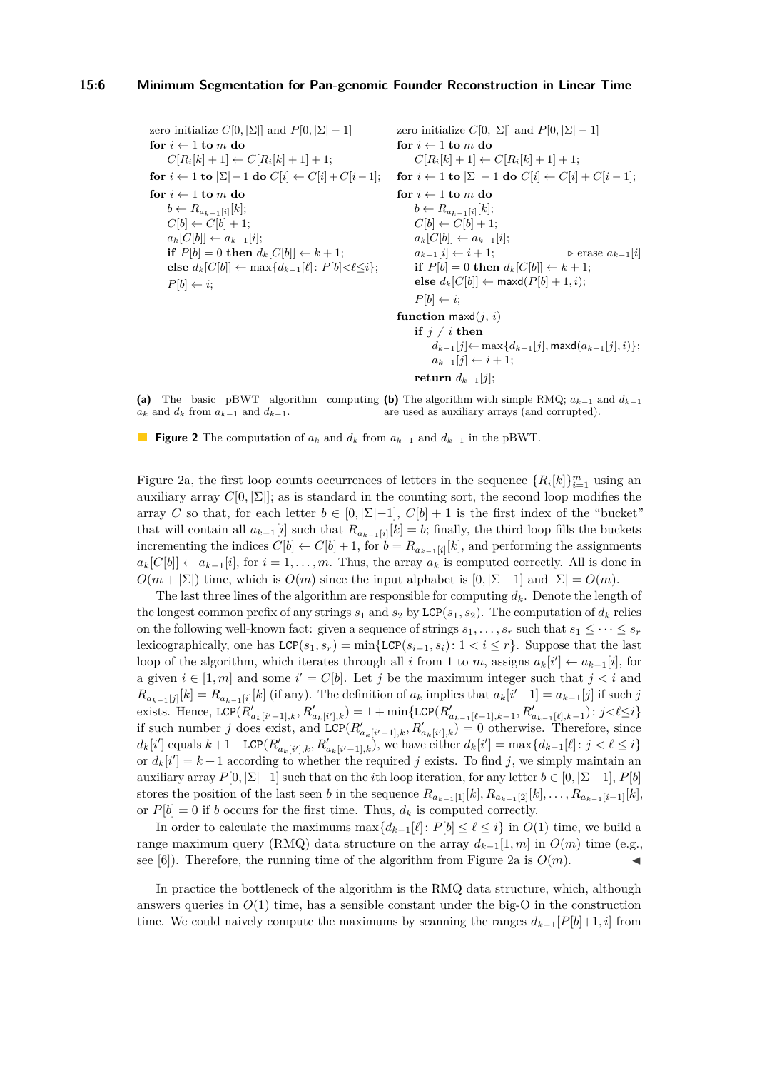**(a)** The basic pBWT algorithm computing $a_k$ and $d_k$ from $a_{k-1}$ and $d_{k-1}$.

```
zero initialize C[0, |Σ|] and P[0, |Σ| − 1]
for i ← 1 to m do
    C[R_i[k] + 1] ← C[R_i[k] + 1] + 1;
for i ← 1 to |Σ| − 1 do C[i] ← C[i] + C[i − 1];
for i ← 1 to m do
    b ← R_{a_{k−1}[i]}[k];
    C[b] ← C[b] + 1;
    a_k[C[b]] ← a_{k−1}[i];
    if P[b] = 0 then d_k[C[b]] ← k + 1;
    else d_k[C[b]] ← max{d_{k−1}[ℓ]: P[b] < ℓ ≤ i};
    P[b] ← i;
```

**(b)** The algorithm with simple RMQ; $a_{k-1}$ and $d_{k-1}$ are used as auxiliary arrays (and corrupted).

```
zero initialize C[0, |Σ|] and P[0, |Σ| − 1]
for i ← 1 to m do
    C[R_i[k] + 1] ← C[R_i[k] + 1] + 1;
for i ← 1 to |Σ| − 1 do C[i] ← C[i] + C[i − 1];
for i ← 1 to m do
    b ← R_{a_{k−1}[i]}[k];
    C[b] ← C[b] + 1;
    a_k[C[b]] ← a_{k−1}[i];
    a_{k−1}[i] ← i + 1;                    ▷ erase a_{k−1}[i]
    if P[b] = 0 then d_k[C[b]] ← k + 1;
    else d_k[C[b]] ← maxd(P[b] + 1, i);
    P[b] ← i;
function maxd(j, i)
    if j ≠ i then
        d_{k−1}[j] ← max{d_{k−1}[j], maxd(a_{k−1}[j], i)};
        a_{k−1}[j] ← i + 1;
    return d_{k−1}[j];
```

**Figure 2** The computation of $a_k$ and $d_k$ from $a_{k-1}$ and $d_{k-1}$ in the pBWT.

Figure 2a, the first loop counts occurrences of letters in the sequence $\{R_i[k]\}_{i=1}^m$ using an auxiliary array $C[0, |\Sigma|]$; as is standard in the counting sort, the second loop modifies the array $C$ so that, for each letter $b \in [0, |\Sigma|-1]$, $C[b] + 1$ is the first index of the "bucket" that will contain all $a_{k-1}[i]$ such that $R_{a_{k-1}[i]}[k] = b$; finally, the third loop fills the buckets incrementing the indices $C[b] \leftarrow C[b] + 1$, for $b = R_{a_{k-1}[i]}[k]$, and performing the assignments $a_k[C[b]] \leftarrow a_{k-1}[i]$, for $i = 1, \ldots, m$. Thus, the array $a_k$ is computed correctly. All is done in $O(m + |\Sigma|)$ time, which is $O(m)$ since the input alphabet is $[0, |\Sigma|-1]$ and $|\Sigma| = O(m)$.

The last three lines of the algorithm are responsible for computing $d_k$. Denote the length of the longest common prefix of any strings $s_1$ and $s_2$ by $\mathtt{LCP}(s_1, s_2)$. The computation of $d_k$ relies on the following well-known fact: given a sequence of strings $s_1, \ldots, s_r$ such that $s_1 \le \cdots \le s_r$ lexicographically, one has $\mathtt{LCP}(s_1, s_r) = \min\{\mathtt{LCP}(s_{i-1}, s_i) \colon 1 < i \le r\}$. Suppose that the last loop of the algorithm, which iterates through all $i$ from 1 to $m$, assigns $a_k[i'] \leftarrow a_{k-1}[i]$, for a given $i \in [1, m]$ and some $i' = C[b]$. Let $j$ be the maximum integer such that $j < i$ and $R_{a_{k-1}[j]}[k] = R_{a_{k-1}[i]}[k]$ (if any). The definition of $a_k$ implies that $a_k[i'-1] = a_{k-1}[j]$ if such $j$ exists. Hence, $\mathtt{LCP}(R'_{a_k[i'-1],k}, R'_{a_k[i'],k}) = 1 + \min\{\mathtt{LCP}(R'_{a_{k-1}[\ell-1],k-1}, R'_{a_{k-1}[\ell],k-1}) \colon j < \ell \le i\}$ if such number $j$ does exist, and $\mathtt{LCP}(R'_{a_k[i'-1],k}, R'_{a_k[i'],k}) = 0$ otherwise. Therefore, since $d_k[i']$ equals $k+1-\mathtt{LCP}(R'_{a_k[i'],k}, R'_{a_k[i'-1],k})$, we have either $d_k[i'] = \max\{d_{k-1}[\ell] \colon j < \ell \le i\}$ or $d_k[i'] = k+1$ according to whether the required $j$ exists. To find $j$, we simply maintain an auxiliary array $P[0, |\Sigma|-1]$ such that on the $i$th loop iteration, for any letter $b \in [0, |\Sigma|-1]$, $P[b]$ stores the position of the last seen $b$ in the sequence $R_{a_{k-1}[1]}[k], R_{a_{k-1}[2]}[k], \ldots, R_{a_{k-1}[i-1]}[k]$, or $P[b] = 0$ if $b$ occurs for the first time. Thus, $d_k$ is computed correctly.

In order to calculate the maximums $\max\{d_{k-1}[\ell] \colon P[b] \le \ell \le i\}$ in $O(1)$ time, we build a range maximum query (RMQ) data structure on the array $d_{k-1}[1, m]$ in $O(m)$ time (e.g., see [6]). Therefore, the running time of the algorithm from Figure 2a is $O(m)$. ◀

In practice the bottleneck of the algorithm is the RMQ data structure, which, although answers queries in $O(1)$ time, has a sensible constant under the big-O in the construction time. We could naively compute the maximums by scanning the ranges $d_{k-1}[P[b]+1, i]$ from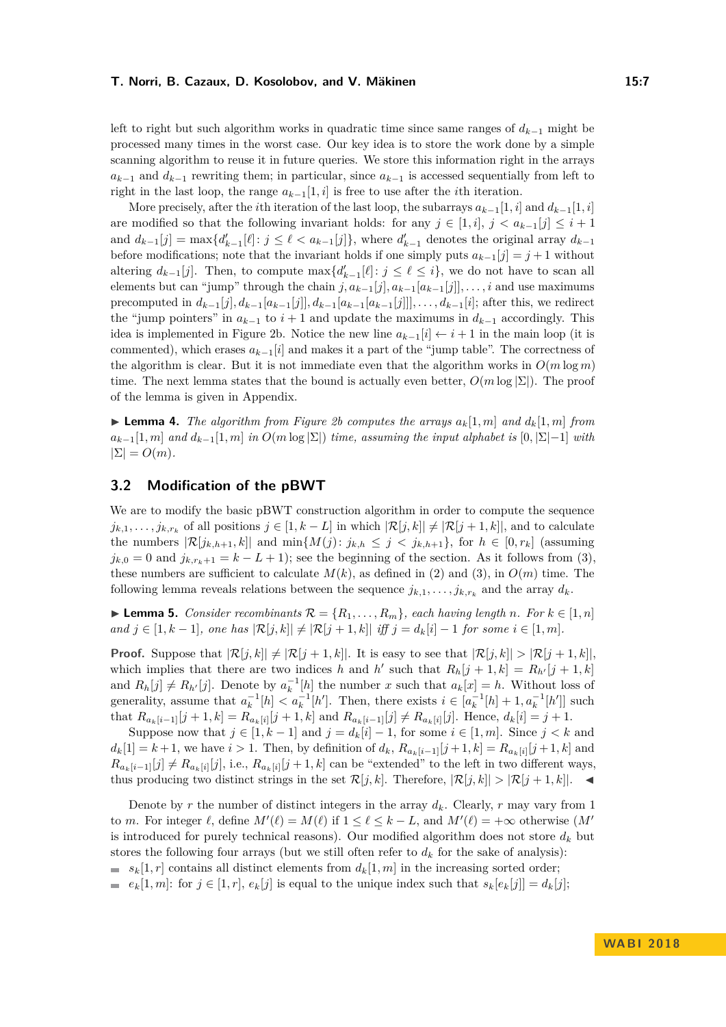left to right but such algorithm works in quadratic time since same ranges of $d_{k-1}$ might be processed many times in the worst case. Our key idea is to store the work done by a simple scanning algorithm to reuse it in future queries. We store this information right in the arrays $a_{k-1}$ and $d_{k-1}$ rewriting them; in particular, since $a_{k-1}$ is accessed sequentially from left to right in the last loop, the range $a_{k-1}[1, i]$ is free to use after the $i$th iteration.

More precisely, after the $i$th iteration of the last loop, the subarrays $a_{k-1}[1, i]$ and $d_{k-1}[1, i]$ are modified so that the following invariant holds: for any $j \in [1, i]$, $j < a_{k-1}[j] \le i+1$ and $d_{k-1}[j] = \max\{d'_{k-1}[\ell] : j \le \ell < a_{k-1}[j]\}$, where $d'_{k-1}$ denotes the original array $d_{k-1}$ before modifications; note that the invariant holds if one simply puts $a_{k-1}[j] = j+1$ without altering $d_{k-1}[j]$. Then, to compute $\max\{d'_{k-1}[\ell] : j \le \ell \le i\}$, we do not have to scan all elements but can "jump" through the chain $j, a_{k-1}[j], a_{k-1}[a_{k-1}[j]], \ldots, i$ and use maximums precomputed in $d_{k-1}[j], d_{k-1}[a_{k-1}[j]], d_{k-1}[a_{k-1}[a_{k-1}[j]]], \ldots, d_{k-1}[i]$; after this, we redirect the "jump pointers" in $a_{k-1}$ to $i+1$ and update the maximums in $d_{k-1}$ accordingly. This idea is implemented in Figure 2b. Notice the new line $a_{k-1}[i] \leftarrow i+1$ in the main loop (it is commented), which erases $a_{k-1}[i]$ and makes it a part of the "jump table". The correctness of the algorithm is clear. But it is not immediate even that the algorithm works in $O(m \log m)$ time. The next lemma states that the bound is actually even better, $O(m \log |\Sigma|)$. The proof of the lemma is given in Appendix.

▶ **Lemma 4.** *The algorithm from Figure 2b computes the arrays $a_k[1, m]$ and $d_k[1, m]$ from $a_{k-1}[1, m]$ and $d_{k-1}[1, m]$ in $O(m \log |\Sigma|)$ time, assuming the input alphabet is $[0, |\Sigma|-1]$ with $|\Sigma| = O(m)$.*

## 3.2 Modification of the pBWT

We are to modify the basic pBWT construction algorithm in order to compute the sequence $j_{k,1}, \ldots, j_{k,r_k}$ of all positions $j \in [1, k-L]$ in which $|\mathcal{R}[j, k]| \ne |\mathcal{R}[j+1, k]|$, and to calculate the numbers $|\mathcal{R}[j_{k,h+1}, k]|$ and $\min\{M(j) : j_{k,h} \le j < j_{k,h+1}\}$, for $h \in [0, r_k]$ (assuming $j_{k,0} = 0$ and $j_{k,r_k+1} = k-L+1$); see the beginning of the section. As it follows from (3), these numbers are sufficient to calculate $M(k)$, as defined in (2) and (3), in $O(m)$ time. The following lemma reveals relations between the sequence $j_{k,1}, \ldots, j_{k,r_k}$ and the array $d_k$.

▶ **Lemma 5.** *Consider recombinants $\mathcal{R} = \{R_1, \ldots, R_m\}$, each having length $n$. For $k \in [1, n]$ and $j \in [1, k-1]$, one has $|\mathcal{R}[j, k]| \ne |\mathcal{R}[j+1, k]|$ iff $j = d_k[i] - 1$ for some $i \in [1, m]$.*

**Proof.** Suppose that $|\mathcal{R}[j, k]| \ne |\mathcal{R}[j+1, k]|$. It is easy to see that $|\mathcal{R}[j, k]| > |\mathcal{R}[j+1, k]|$, which implies that there are two indices $h$ and $h'$ such that $R_h[j+1, k] = R_{h'}[j+1, k]$ and $R_h[j] \ne R_{h'}[j]$. Denote by $a_k^{-1}[h]$ the number $x$ such that $a_k[x] = h$. Without loss of generality, assume that $a_k^{-1}[h] < a_k^{-1}[h']$. Then, there exists $i \in [a_k^{-1}[h]+1, a_k^{-1}[h']]$ such that $R_{a_k[i-1]}[j+1, k] = R_{a_k[i]}[j+1, k]$ and $R_{a_k[i-1]}[j] \ne R_{a_k[i]}[j]$. Hence, $d_k[i] = j+1$.

Suppose now that $j \in [1, k-1]$ and $j = d_k[i] - 1$, for some $i \in [1, m]$. Since $j < k$ and $d_k[1] = k+1$, we have $i > 1$. Then, by definition of $d_k$, $R_{a_k[i-1]}[j+1, k] = R_{a_k[i]}[j+1, k]$ and $R_{a_k[i-1]}[j] \ne R_{a_k[i]}[j]$, i.e., $R_{a_k[i]}[j+1, k]$ can be "extended" to the left in two different ways, thus producing two distinct strings in the set $\mathcal{R}[j, k]$. Therefore, $|\mathcal{R}[j, k]| > |\mathcal{R}[j+1, k]|$. ◀

Denote by $r$ the number of distinct integers in the array $d_k$. Clearly, $r$ may vary from 1 to $m$. For integer $\ell$, define $M'(\ell) = M(\ell)$ if $1 \le \ell \le k-L$, and $M'(\ell) = +\infty$ otherwise ($M'$ is introduced for purely technical reasons). Our modified algorithm does not store $d_k$ but stores the following four arrays (but we still often refer to $d_k$ for the sake of analysis):

- $s_k[1, r]$ contains all distinct elements from $d_k[1, m]$ in the increasing sorted order;
- $e_k[1, m]$: for $j \in [1, r]$, $e_k[j]$ is equal to the unique index such that $s_k[e_k[j]] = d_k[j]$;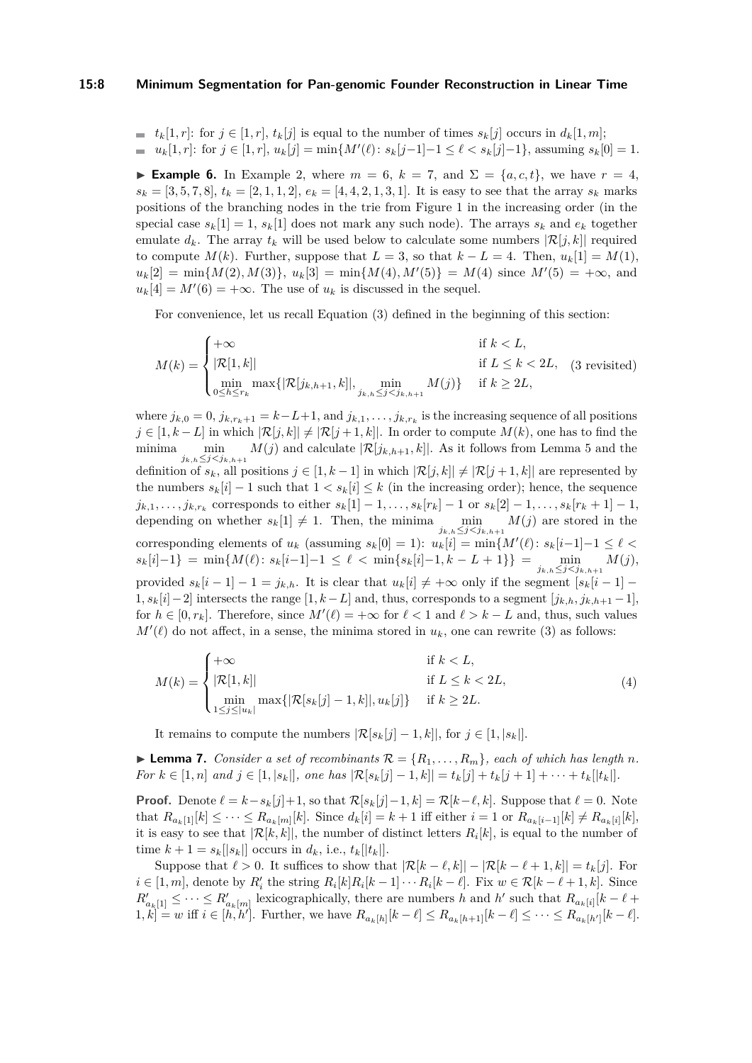- $t_k[1,r]$: for $j \in [1,r]$, $t_k[j]$ is equal to the number of times $s_k[j]$ occurs in $d_k[1,m]$;
- $u_k[1,r]$: for $j \in [1,r]$, $u_k[j] = \min\{M'(\ell) \colon s_k[j-1]-1 \le \ell < s_k[j]-1\}$, assuming $s_k[0] = 1$.

▶ **Example 6.** In Example 2, where $m = 6$, $k = 7$, and $\Sigma = \{a, c, t\}$, we have $r = 4$, $s_k = [3, 5, 7, 8]$, $t_k = [2, 1, 1, 2]$, $e_k = [4, 4, 2, 1, 3, 1]$. It is easy to see that the array $s_k$ marks positions of the branching nodes in the trie from Figure 1 in the increasing order (in the special case $s_k[1] = 1$, $s_k[1]$ does not mark any such node). The arrays $s_k$ and $e_k$ together emulate $d_k$. The array $t_k$ will be used below to calculate some numbers $|\mathcal{R}[j,k]|$ required to compute $M(k)$. Further, suppose that $L = 3$, so that $k - L = 4$. Then, $u_k[1] = M(1)$, $u_k[2] = \min\{M(2), M(3)\}$, $u_k[3] = \min\{M(4), M'(5)\} = M(4)$ since $M'(5) = +\infty$, and $u_k[4] = M'(6) = +\infty$. The use of $u_k$ is discussed in the sequel.

For convenience, let us recall Equation (3) defined in the beginning of this section:

$$M(k) = \begin{cases} +\infty & \text{if } k < L, \\ |\mathcal{R}[1,k]| & \text{if } L \le k < 2L, \\ \min\limits_{0 \le h \le r_k} \max\{|\mathcal{R}[j_{k,h+1}, k]|, \min\limits_{j_{k,h} \le j < j_{k,h+1}} M(j)\} & \text{if } k \ge 2L, \end{cases} \quad \text{(3 revisited)}$$

where $j_{k,0} = 0$, $j_{k,r_k+1} = k-L+1$, and $j_{k,1}, \ldots, j_{k,r_k}$ is the increasing sequence of all positions $j \in [1, k-L]$ in which $|\mathcal{R}[j,k]| \ne |\mathcal{R}[j+1,k]|$. In order to compute $M(k)$, one has to find the minima $\min\limits_{j_{k,h} \le j < j_{k,h+1}} M(j)$ and calculate $|\mathcal{R}[j_{k,h+1}, k]|$. As it follows from Lemma 5 and the definition of $s_k$, all positions $j \in [1, k-1]$ in which $|\mathcal{R}[j,k]| \ne |\mathcal{R}[j+1,k]|$ are represented by the numbers $s_k[i] - 1$ such that $1 < s_k[i] \le k$ (in the increasing order); hence, the sequence $j_{k,1}, \ldots, j_{k,r_k}$ corresponds to either $s_k[1] - 1, \ldots, s_k[r_k] - 1$ or $s_k[2] - 1, \ldots, s_k[r_k + 1] - 1$, depending on whether $s_k[1] \ne 1$. Then, the minima $\min\limits_{j_{k,h} \le j < j_{k,h+1}} M(j)$ are stored in the corresponding elements of $u_k$ (assuming $s_k[0] = 1$): $u_k[i] = \min\{M'(\ell) \colon s_k[i-1]-1 \le \ell < s_k[i]-1\} = \min\{M(\ell) \colon s_k[i-1]-1 \le \ell < \min\{s_k[i]-1, k-L+1\}\} = \min\limits_{j_{k,h} \le j < j_{k,h+1}} M(j)$, provided $s_k[i-1] - 1 = j_{k,h}$. It is clear that $u_k[i] \ne +\infty$ only if the segment $[s_k[i-1] - 1, s_k[i]-2]$ intersects the range $[1, k-L]$ and, thus, corresponds to a segment $[j_{k,h}, j_{k,h+1}-1]$, for $h \in [0, r_k]$. Therefore, since $M'(\ell) = +\infty$ for $\ell < 1$ and $\ell > k - L$ and, thus, such values $M'(\ell)$ do not affect, in a sense, the minima stored in $u_k$, one can rewrite (3) as follows:

$$M(k) = \begin{cases} +\infty & \text{if } k < L, \\ |\mathcal{R}[1,k]| & \text{if } L \le k < 2L, \\ \min\limits_{1 \le j \le |u_k|} \max\{|\mathcal{R}[s_k[j] - 1, k]|, u_k[j]\} & \text{if } k \ge 2L. \end{cases} \tag{4}$$

It remains to compute the numbers $|\mathcal{R}[s_k[j] - 1, k]|$, for $j \in [1, |s_k|]$.

▶ **Lemma 7.** *Consider a set of recombinants $\mathcal{R} = \{R_1, \ldots, R_m\}$, each of which has length $n$. For $k \in [1,n]$ and $j \in [1, |s_k|]$, one has $|\mathcal{R}[s_k[j] - 1, k]| = t_k[j] + t_k[j+1] + \cdots + t_k[|t_k|]$.*

**Proof.** Denote $\ell = k - s_k[j] + 1$, so that $\mathcal{R}[s_k[j] - 1, k] = \mathcal{R}[k - \ell, k]$. Suppose that $\ell = 0$. Note that $R_{a_k[1]}[k] \le \cdots \le R_{a_k[m]}[k]$. Since $d_k[i] = k + 1$ iff either $i = 1$ or $R_{a_k[i-1]}[k] \ne R_{a_k[i]}[k]$, it is easy to see that $|\mathcal{R}[k,k]|$, the number of distinct letters $R_i[k]$, is equal to the number of time $k + 1 = s_k[|s_k|]$ occurs in $d_k$, i.e., $t_k[|t_k|]$.

Suppose that $\ell > 0$. It suffices to show that $|\mathcal{R}[k - \ell, k]| - |\mathcal{R}[k - \ell + 1, k]| = t_k[j]$. For $i \in [1,m]$, denote by $R'_i$ the string $R_i[k] R_i[k-1] \cdots R_i[k - \ell]$. Fix $w \in \mathcal{R}[k - \ell + 1, k]$. Since $R'_{a_k[1]} \le \cdots \le R'_{a_k[m]}$ lexicographically, there are numbers $h$ and $h'$ such that $R_{a_k[i]}[k - \ell + 1, k] = w$ iff $i \in [h, h']$. Further, we have $R_{a_k[h]}[k - \ell] \le R_{a_k[h+1]}[k - \ell] \le \cdots \le R_{a_k[h']}[k - \ell]$.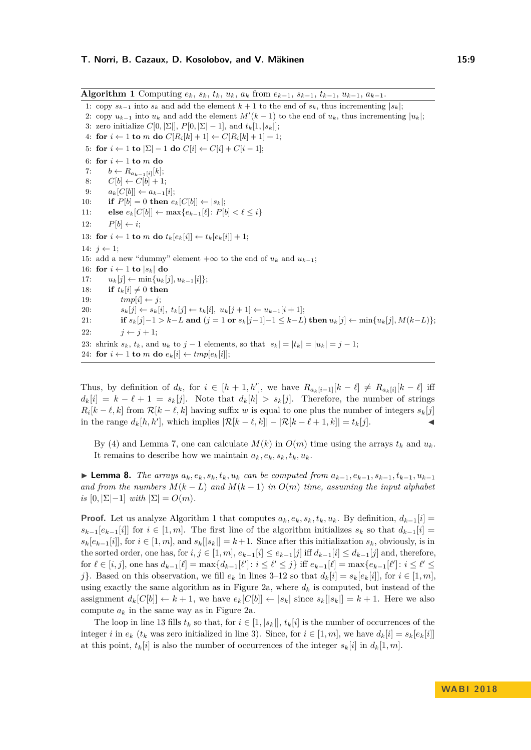**Algorithm 1** Computing $e_k$, $s_k$, $t_k$, $u_k$, $a_k$ from $e_{k-1}$, $s_{k-1}$, $t_{k-1}$, $u_{k-1}$, $a_{k-1}$.

1: copy $s_{k-1}$ into $s_k$ and add the element $k+1$ to the end of $s_k$, thus incrementing $|s_k|$;
2: copy $u_{k-1}$ into $u_k$ and add the element $M'(k-1)$ to the end of $u_k$, thus incrementing $|u_k|$;
3: zero initialize $C[0, |\Sigma|]$, $P[0, |\Sigma|-1]$, and $t_k[1, |s_k|]$;
4: **for** $i \leftarrow 1$ **to** $m$ **do** $C[R_i[k]+1] \leftarrow C[R_i[k]+1]+1$;
5: **for** $i \leftarrow 1$ **to** $|\Sigma|-1$ **do** $C[i] \leftarrow C[i] + C[i-1]$;
6: **for** $i \leftarrow 1$ **to** $m$ **do**
7: $\quad b \leftarrow R_{a_{k-1}[i]}[k]$;
8: $\quad C[b] \leftarrow C[b]+1$;
9: $\quad a_k[C[b]] \leftarrow a_{k-1}[i]$;
10: $\quad$**if** $P[b] = 0$ **then** $e_k[C[b]] \leftarrow |s_k|$;
11: $\quad$**else** $e_k[C[b]] \leftarrow \max\{e_{k-1}[\ell] \colon P[b] < \ell \le i\}$
12: $\quad P[b] \leftarrow i$;
13: **for** $i \leftarrow 1$ **to** $m$ **do** $t_k[e_k[i]] \leftarrow t_k[e_k[i]]+1$;
14: $j \leftarrow 1$;
15: add a new "dummy" element $+\infty$ to the end of $u_k$ and $u_{k-1}$;
16: **for** $i \leftarrow 1$ **to** $|s_k|$ **do**
17: $\quad u_k[j] \leftarrow \min\{u_k[j], u_{k-1}[i]\}$;
18: $\quad$**if** $t_k[i] \ne 0$ **then**
19: $\quad\quad tmp[i] \leftarrow j$;
20: $\quad\quad s_k[j] \leftarrow s_k[i]$, $t_k[j] \leftarrow t_k[i]$, $u_k[j+1] \leftarrow u_{k-1}[i+1]$;
21: $\quad\quad$**if** $s_k[j]-1 > k-L$ **and** ($j=1$ **or** $s_k[j-1]-1 \le k-L$) **then** $u_k[j] \leftarrow \min\{u_k[j], M(k-L)\}$;
22: $\quad\quad j \leftarrow j+1$;
23: shrink $s_k$, $t_k$, and $u_k$ to $j-1$ elements, so that $|s_k| = |t_k| = |u_k| = j-1$;
24: **for** $i \leftarrow 1$ **to** $m$ **do** $e_k[i] \leftarrow tmp[e_k[i]]$;

Thus, by definition of $d_k$, for $i \in [h+1, h']$, we have $R_{a_k[i-1]}[k-\ell] \ne R_{a_k[i]}[k-\ell]$ iff $d_k[i] = k-\ell+1 = s_k[j]$. Note that $d_k[h] > s_k[j]$. Therefore, the number of strings $R_i[k-\ell, k]$ from $\mathcal{R}[k-\ell, k]$ having suffix $w$ is equal to one plus the number of integers $s_k[j]$ in the range $d_k[h, h']$, which implies $|\mathcal{R}[k-\ell, k]| - |\mathcal{R}[k-\ell+1, k]| = t_k[j]$. ◀

By (4) and Lemma 7, one can calculate $M(k)$ in $O(m)$ time using the arrays $t_k$ and $u_k$. It remains to describe how we maintain $a_k, e_k, s_k, t_k, u_k$.

▶ **Lemma 8.** *The arrays $a_k, e_k, s_k, t_k, u_k$ can be computed from $a_{k-1}, e_{k-1}, s_{k-1}, t_{k-1}, u_{k-1}$ and from the numbers $M(k-L)$ and $M(k-1)$ in $O(m)$ time, assuming the input alphabet is $[0, |\Sigma|-1]$ with $|\Sigma| = O(m)$.*

**Proof.** Let us analyze Algorithm 1 that computes $a_k, e_k, s_k, t_k, u_k$. By definition, $d_{k-1}[i] = s_{k-1}[e_{k-1}[i]]$ for $i \in [1, m]$. The first line of the algorithm initializes $s_k$ so that $d_{k-1}[i] = s_k[e_{k-1}[i]]$, for $i \in [1, m]$, and $s_k[|s_k|] = k+1$. Since after this initialization $s_k$, obviously, is in the sorted order, one has, for $i, j \in [1, m]$, $e_{k-1}[i] \le e_{k-1}[j]$ iff $d_{k-1}[i] \le d_{k-1}[j]$ and, therefore, for $\ell \in [i, j]$, one has $d_{k-1}[\ell] = \max\{d_{k-1}[\ell'] \colon i \le \ell' \le j\}$ iff $e_{k-1}[\ell] = \max\{e_{k-1}[\ell'] \colon i \le \ell' \le j\}$. Based on this observation, we fill $e_k$ in lines 3–12 so that $d_k[i] = s_k[e_k[i]]$, for $i \in [1, m]$, using exactly the same algorithm as in Figure 2a, where $d_k$ is computed, but instead of the assignment $d_k[C[b]] \leftarrow k+1$, we have $e_k[C[b]] \leftarrow |s_k|$ since $s_k[|s_k|] = k+1$. Here we also compute $a_k$ in the same way as in Figure 2a.

The loop in line 13 fills $t_k$ so that, for $i \in [1, |s_k|]$, $t_k[i]$ is the number of occurrences of the integer $i$ in $e_k$ ($t_k$ was zero initialized in line 3). Since, for $i \in [1, m]$, we have $d_k[i] = s_k[e_k[i]]$ at this point, $t_k[i]$ is also the number of occurrences of the integer $s_k[i]$ in $d_k[1, m]$.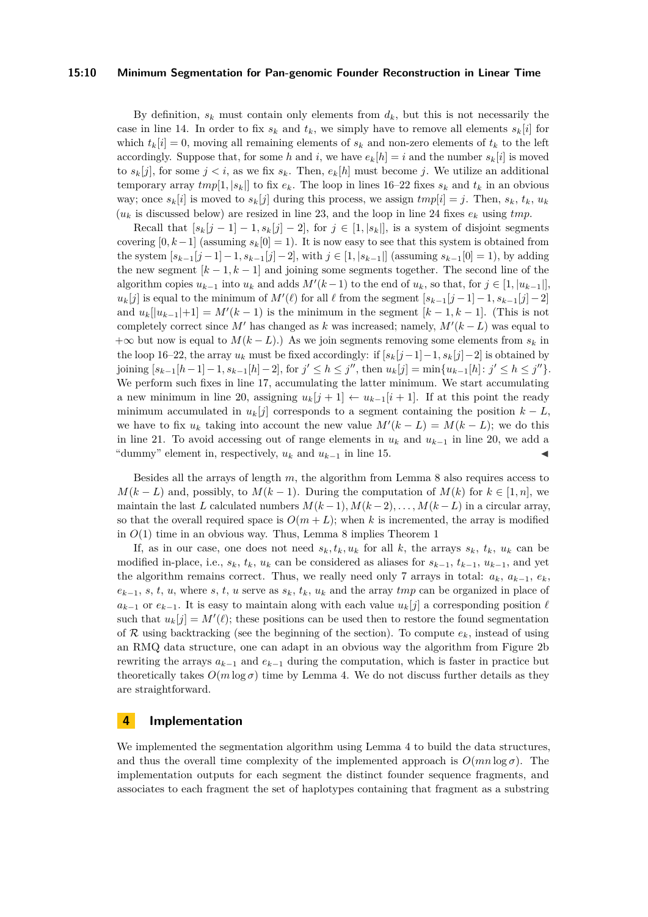By definition, $s_k$ must contain only elements from $d_k$, but this is not necessarily the case in line 14. In order to fix $s_k$ and $t_k$, we simply have to remove all elements $s_k[i]$ for which $t_k[i] = 0$, moving all remaining elements of $s_k$ and non-zero elements of $t_k$ to the left accordingly. Suppose that, for some $h$ and $i$, we have $e_k[h] = i$ and the number $s_k[i]$ is moved to $s_k[j]$, for some $j < i$, as we fix $s_k$. Then, $e_k[h]$ must become $j$. We utilize an additional temporary array $tmp[1, |s_k|]$ to fix $e_k$. The loop in lines 16–22 fixes $s_k$ and $t_k$ in an obvious way; once $s_k[i]$ is moved to $s_k[j]$ during this process, we assign $tmp[i] = j$. Then, $s_k$, $t_k$, $u_k$ ($u_k$ is discussed below) are resized in line 23, and the loop in line 24 fixes $e_k$ using $tmp$.

Recall that $[s_k[j-1]-1, s_k[j]-2]$, for $j \in [1, |s_k|]$, is a system of disjoint segments covering $[0, k-1]$ (assuming $s_k[0] = 1$). It is now easy to see that this system is obtained from the system $[s_{k-1}[j-1]-1, s_{k-1}[j]-2]$, with $j \in [1, |s_{k-1}|]$ (assuming $s_{k-1}[0] = 1$), by adding the new segment $[k-1, k-1]$ and joining some segments together. The second line of the algorithm copies $u_{k-1}$ into $u_k$ and adds $M'(k-1)$ to the end of $u_k$, so that, for $j \in [1, |u_{k-1}|]$, $u_k[j]$ is equal to the minimum of $M'(\ell)$ for all $\ell$ from the segment $[s_{k-1}[j-1]-1, s_{k-1}[j]-2]$ and $u_k[|u_{k-1}|+1] = M'(k-1)$ is the minimum in the segment $[k-1, k-1]$. (This is not completely correct since $M'$ has changed as $k$ was increased; namely, $M'(k-L)$ was equal to $+\infty$ but now is equal to $M(k-L)$.) As we join segments removing some elements from $s_k$ in the loop 16–22, the array $u_k$ must be fixed accordingly: if $[s_k[j-1]-1, s_k[j]-2]$ is obtained by joining $[s_{k-1}[h-1]-1, s_{k-1}[h]-2]$, for $j' \le h \le j''$, then $u_k[j] = \min\{u_{k-1}[h] \colon j' \le h \le j''\}$. We perform such fixes in line 17, accumulating the latter minimum. We start accumulating a new minimum in line 20, assigning $u_k[j+1] \leftarrow u_{k-1}[i+1]$. If at this point the ready minimum accumulated in $u_k[j]$ corresponds to a segment containing the position $k-L$, we have to fix $u_k$ taking into account the new value $M'(k-L) = M(k-L)$; we do this in line 21. To avoid accessing out of range elements in $u_k$ and $u_{k-1}$ in line 20, we add a "dummy" element in, respectively, $u_k$ and $u_{k-1}$ in line 15. ◀

Besides all the arrays of length $m$, the algorithm from Lemma 8 also requires access to $M(k-L)$ and, possibly, to $M(k-1)$. During the computation of $M(k)$ for $k \in [1, n]$, we maintain the last $L$ calculated numbers $M(k-1), M(k-2), \dots, M(k-L)$ in a circular array, so that the overall required space is $O(m+L)$; when $k$ is incremented, the array is modified in $O(1)$ time in an obvious way. Thus, Lemma 8 implies Theorem 1

If, as in our case, one does not need $s_k, t_k, u_k$ for all $k$, the arrays $s_k$, $t_k$, $u_k$ can be modified in-place, i.e., $s_k$, $t_k$, $u_k$ can be considered as aliases for $s_{k-1}$, $t_{k-1}$, $u_{k-1}$, and yet the algorithm remains correct. Thus, we really need only 7 arrays in total: $a_k$, $a_{k-1}$, $e_k$, $e_{k-1}$, $s$, $t$, $u$, where $s$, $t$, $u$ serve as $s_k$, $t_k$, $u_k$ and the array $tmp$ can be organized in place of $a_{k-1}$ or $e_{k-1}$. It is easy to maintain along with each value $u_k[j]$ a corresponding position $\ell$ such that $u_k[j] = M'(\ell)$; these positions can be used then to restore the found segmentation of $\mathcal{R}$ using backtracking (see the beginning of the section). To compute $e_k$, instead of using an RMQ data structure, one can adapt in an obvious way the algorithm from Figure 2b rewriting the arrays $a_{k-1}$ and $e_{k-1}$ during the computation, which is faster in practice but theoretically takes $O(m \log \sigma)$ time by Lemma 4. We do not discuss further details as they are straightforward.

## 4 Implementation

We implemented the segmentation algorithm using Lemma 4 to build the data structures, and thus the overall time complexity of the implemented approach is $O(mn \log \sigma)$. The implementation outputs for each segment the distinct founder sequence fragments, and associates to each fragment the set of haplotypes containing that fragment as a substring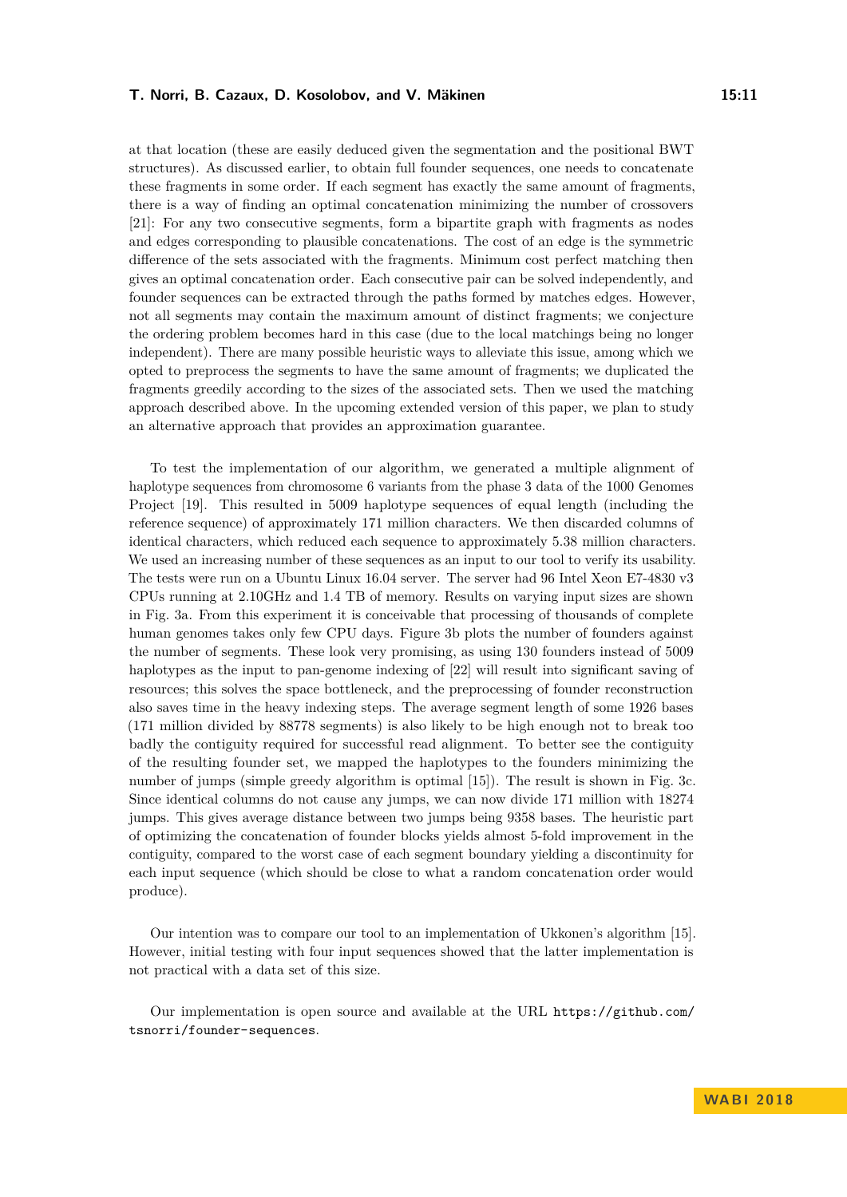at that location (these are easily deduced given the segmentation and the positional BWT structures). As discussed earlier, to obtain full founder sequences, one needs to concatenate these fragments in some order. If each segment has exactly the same amount of fragments, there is a way of finding an optimal concatenation minimizing the number of crossovers [21]: For any two consecutive segments, form a bipartite graph with fragments as nodes and edges corresponding to plausible concatenations. The cost of an edge is the symmetric difference of the sets associated with the fragments. Minimum cost perfect matching then gives an optimal concatenation order. Each consecutive pair can be solved independently, and founder sequences can be extracted through the paths formed by matches edges. However, not all segments may contain the maximum amount of distinct fragments; we conjecture the ordering problem becomes hard in this case (due to the local matchings being no longer independent). There are many possible heuristic ways to alleviate this issue, among which we opted to preprocess the segments to have the same amount of fragments; we duplicated the fragments greedily according to the sizes of the associated sets. Then we used the matching approach described above. In the upcoming extended version of this paper, we plan to study an alternative approach that provides an approximation guarantee.

To test the implementation of our algorithm, we generated a multiple alignment of haplotype sequences from chromosome 6 variants from the phase 3 data of the 1000 Genomes Project [19]. This resulted in 5009 haplotype sequences of equal length (including the reference sequence) of approximately 171 million characters. We then discarded columns of identical characters, which reduced each sequence to approximately 5.38 million characters. We used an increasing number of these sequences as an input to our tool to verify its usability. The tests were run on a Ubuntu Linux 16.04 server. The server had 96 Intel Xeon E7-4830 v3 CPUs running at 2.10GHz and 1.4 TB of memory. Results on varying input sizes are shown in Fig. 3a. From this experiment it is conceivable that processing of thousands of complete human genomes takes only few CPU days. Figure 3b plots the number of founders against the number of segments. These look very promising, as using 130 founders instead of 5009 haplotypes as the input to pan-genome indexing of [22] will result into significant saving of resources; this solves the space bottleneck, and the preprocessing of founder reconstruction also saves time in the heavy indexing steps. The average segment length of some 1926 bases (171 million divided by 88778 segments) is also likely to be high enough not to break too badly the contiguity required for successful read alignment. To better see the contiguity of the resulting founder set, we mapped the haplotypes to the founders minimizing the number of jumps (simple greedy algorithm is optimal [15]). The result is shown in Fig. 3c. Since identical columns do not cause any jumps, we can now divide 171 million with 18274 jumps. This gives average distance between two jumps being 9358 bases. The heuristic part of optimizing the concatenation of founder blocks yields almost 5-fold improvement in the contiguity, compared to the worst case of each segment boundary yielding a discontinuity for each input sequence (which should be close to what a random concatenation order would produce).

Our intention was to compare our tool to an implementation of Ukkonen's algorithm [15]. However, initial testing with four input sequences showed that the latter implementation is not practical with a data set of this size.

Our implementation is open source and available at the URL `https://github.com/tsnorri/founder-sequences`.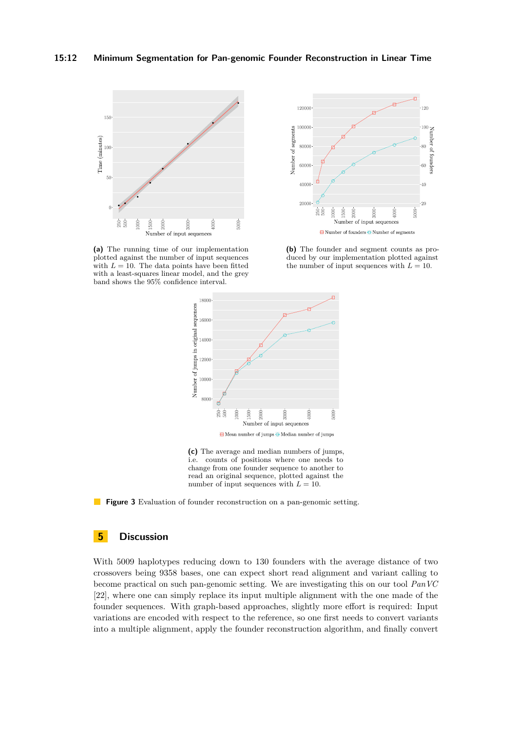**(a)** The running time of our implementation plotted against the number of input sequences with $L = 10$. The data points have been fitted with a least-squares linear model, and the grey band shows the 95% confidence interval.

**(b)** The founder and segment counts as produced by our implementation plotted against the number of input sequences with $L = 10$.

**(c)** The average and median numbers of jumps, i.e. counts of positions where one needs to change from one founder sequence to another to read an original sequence, plotted against the number of input sequences with $L = 10$.

**Figure 3** Evaluation of founder reconstruction on a pan-genomic setting.

## 5 Discussion

With 5009 haplotypes reducing down to 130 founders with the average distance of two crossovers being 9358 bases, one can expect short read alignment and variant calling to become practical on such pan-genomic setting. We are investigating this on our tool *PanVC* [22], where one can simply replace its input multiple alignment with the one made of the founder sequences. With graph-based approaches, slightly more effort is required: Input variations are encoded with respect to the reference, so one first needs to convert variants into a multiple alignment, apply the founder reconstruction algorithm, and finally convert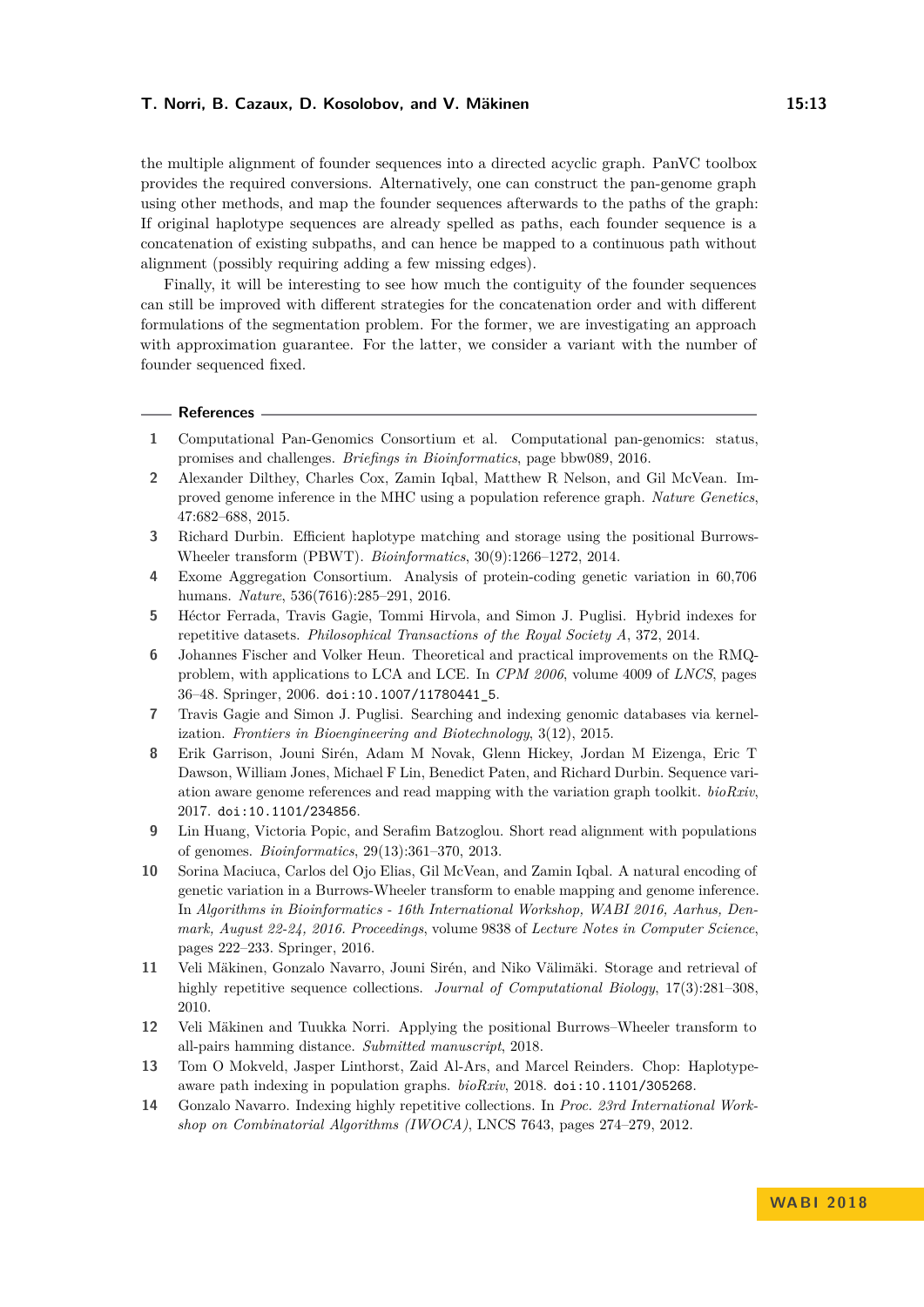the multiple alignment of founder sequences into a directed acyclic graph. PanVC toolbox provides the required conversions. Alternatively, one can construct the pan-genome graph using other methods, and map the founder sequences afterwards to the paths of the graph: If original haplotype sequences are already spelled as paths, each founder sequence is a concatenation of existing subpaths, and can hence be mapped to a continuous path without alignment (possibly requiring adding a few missing edges).

Finally, it will be interesting to see how much the contiguity of the founder sequences can still be improved with different strategies for the concatenation order and with different formulations of the segmentation problem. For the former, we are investigating an approach with approximation guarantee. For the latter, we consider a variant with the number of founder sequenced fixed.

## References

1. Computational Pan-Genomics Consortium et al. Computational pan-genomics: status, promises and challenges. *Briefings in Bioinformatics*, page bbw089, 2016.
2. Alexander Dilthey, Charles Cox, Zamin Iqbal, Matthew R Nelson, and Gil McVean. Improved genome inference in the MHC using a population reference graph. *Nature Genetics*, 47:682–688, 2015.
3. Richard Durbin. Efficient haplotype matching and storage using the positional Burrows-Wheeler transform (PBWT). *Bioinformatics*, 30(9):1266–1272, 2014.
4. Exome Aggregation Consortium. Analysis of protein-coding genetic variation in 60,706 humans. *Nature*, 536(7616):285–291, 2016.
5. Héctor Ferrada, Travis Gagie, Tommi Hirvola, and Simon J. Puglisi. Hybrid indexes for repetitive datasets. *Philosophical Transactions of the Royal Society A*, 372, 2014.
6. Johannes Fischer and Volker Heun. Theoretical and practical improvements on the RMQ-problem, with applications to LCA and LCE. In *CPM 2006*, volume 4009 of *LNCS*, pages 36–48. Springer, 2006. doi:10.1007/11780441_5.
7. Travis Gagie and Simon J. Puglisi. Searching and indexing genomic databases via kernelization. *Frontiers in Bioengineering and Biotechnology*, 3(12), 2015.
8. Erik Garrison, Jouni Sirén, Adam M Novak, Glenn Hickey, Jordan M Eizenga, Eric T Dawson, William Jones, Michael F Lin, Benedict Paten, and Richard Durbin. Sequence variation aware genome references and read mapping with the variation graph toolkit. *bioRxiv*, 2017. doi:10.1101/234856.
9. Lin Huang, Victoria Popic, and Serafim Batzoglou. Short read alignment with populations of genomes. *Bioinformatics*, 29(13):361–370, 2013.
10. Sorina Maciuca, Carlos del Ojo Elias, Gil McVean, and Zamin Iqbal. A natural encoding of genetic variation in a Burrows-Wheeler transform to enable mapping and genome inference. In *Algorithms in Bioinformatics - 16th International Workshop, WABI 2016, Aarhus, Denmark, August 22-24, 2016. Proceedings*, volume 9838 of *Lecture Notes in Computer Science*, pages 222–233. Springer, 2016.
11. Veli Mäkinen, Gonzalo Navarro, Jouni Sirén, and Niko Välimäki. Storage and retrieval of highly repetitive sequence collections. *Journal of Computational Biology*, 17(3):281–308, 2010.
12. Veli Mäkinen and Tuukka Norri. Applying the positional Burrows–Wheeler transform to all-pairs hamming distance. *Submitted manuscript*, 2018.
13. Tom O Mokveld, Jasper Linthorst, Zaid Al-Ars, and Marcel Reinders. Chop: Haplotype-aware path indexing in population graphs. *bioRxiv*, 2018. doi:10.1101/305268.
14. Gonzalo Navarro. Indexing highly repetitive collections. In *Proc. 23rd International Workshop on Combinatorial Algorithms (IWOCA)*, LNCS 7643, pages 274–279, 2012.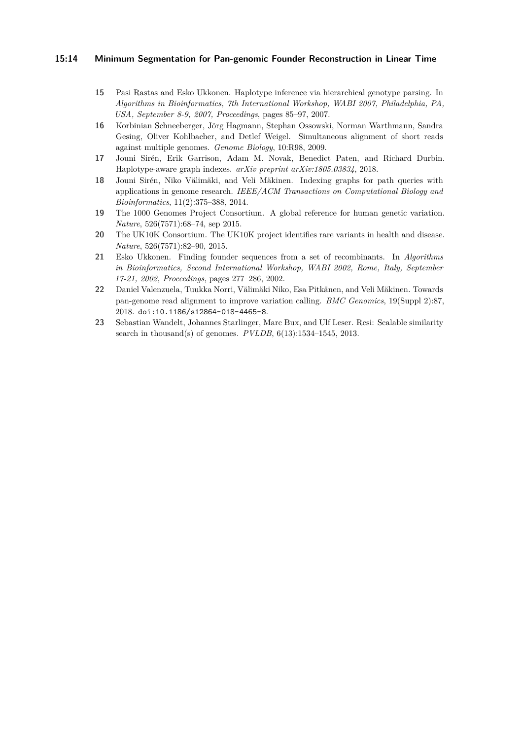15 Pasi Rastas and Esko Ukkonen. Haplotype inference via hierarchical genotype parsing. In *Algorithms in Bioinformatics, 7th International Workshop, WABI 2007, Philadelphia, PA, USA, September 8-9, 2007, Proceedings*, pages 85–97, 2007.

16 Korbinian Schneeberger, Jörg Hagmann, Stephan Ossowski, Norman Warthmann, Sandra Gesing, Oliver Kohlbacher, and Detlef Weigel. Simultaneous alignment of short reads against multiple genomes. *Genome Biology*, 10:R98, 2009.

17 Jouni Sirén, Erik Garrison, Adam M. Novak, Benedict Paten, and Richard Durbin. Haplotype-aware graph indexes. *arXiv preprint arXiv:1805.03834*, 2018.

18 Jouni Sirén, Niko Välimäki, and Veli Mäkinen. Indexing graphs for path queries with applications in genome research. *IEEE/ACM Transactions on Computational Biology and Bioinformatics*, 11(2):375–388, 2014.

19 The 1000 Genomes Project Consortium. A global reference for human genetic variation. *Nature*, 526(7571):68–74, sep 2015.

20 The UK10K Consortium. The UK10K project identifies rare variants in health and disease. *Nature*, 526(7571):82–90, 2015.

21 Esko Ukkonen. Finding founder sequences from a set of recombinants. In *Algorithms in Bioinformatics, Second International Workshop, WABI 2002, Rome, Italy, September 17-21, 2002, Proceedings*, pages 277–286, 2002.

22 Daniel Valenzuela, Tuukka Norri, Välimäki Niko, Esa Pitkänen, and Veli Mäkinen. Towards pan-genome read alignment to improve variation calling. *BMC Genomics*, 19(Suppl 2):87, 2018. doi:10.1186/s12864-018-4465-8.

23 Sebastian Wandelt, Johannes Starlinger, Marc Bux, and Ulf Leser. Rcsi: Scalable similarity search in thousand(s) of genomes. *PVLDB*, 6(13):1534–1545, 2013.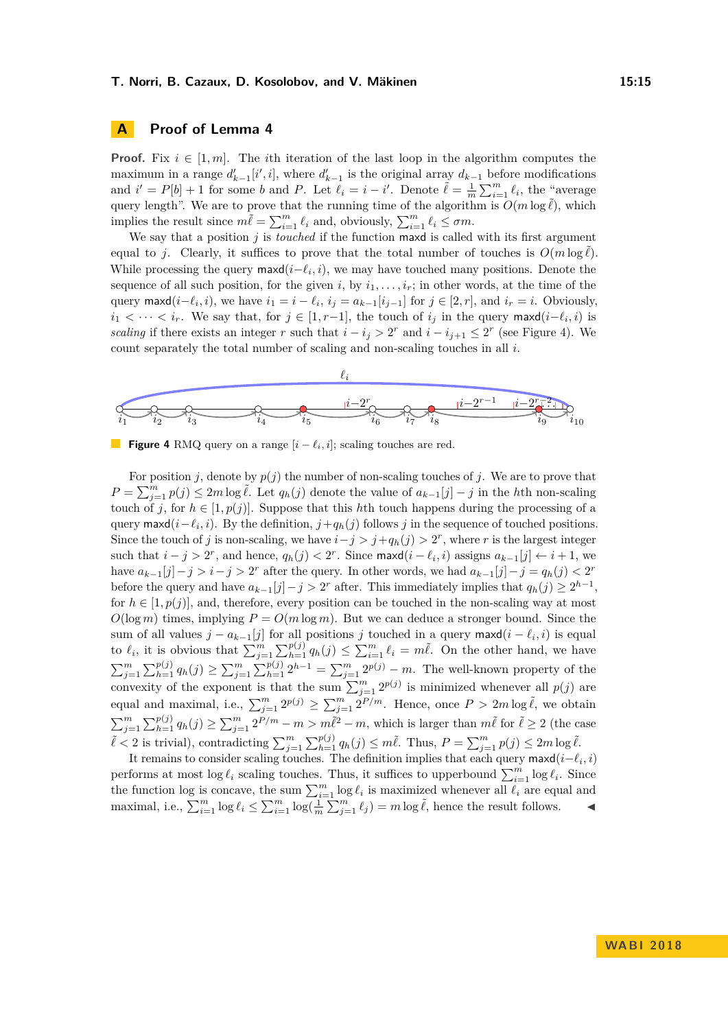## A Proof of Lemma 4

**Proof.** Fix $i \in [1, m]$. The $i$th iteration of the last loop in the algorithm computes the maximum in a range $d'_{k-1}[i', i]$, where $d'_{k-1}$ is the original array $d_{k-1}$ before modifications and $i' = P[b] + 1$ for some $b$ and $P$. Let $\ell_i = i - i'$. Denote $\tilde{\ell} = \frac{1}{m}\sum_{i=1}^{m} \ell_i$, the "average query length". We are to prove that the running time of the algorithm is $O(m \log \tilde{\ell})$, which implies the result since $m\tilde{\ell} = \sum_{i=1}^{m} \ell_i$ and, obviously, $\sum_{i=1}^{m} \ell_i \le \sigma m$.

We say that a position $j$ is *touched* if the function $\mathsf{maxd}$ is called with its first argument equal to $j$. Clearly, it suffices to prove that the total number of touches is $O(m \log \tilde{\ell})$. While processing the query $\mathsf{maxd}(i-\ell_i, i)$, we may have touched many positions. Denote the sequence of all such position, for the given $i$, by $i_1, \ldots, i_r$; in other words, at the time of the query $\mathsf{maxd}(i-\ell_i, i)$, we have $i_1 = i - \ell_i$, $i_j = a_{k-1}[i_{j-1}]$ for $j \in [2, r]$, and $i_r = i$. Obviously, $i_1 < \cdots < i_r$. We say that, for $j \in [1, r-1]$, the touch of $i_j$ in the query $\mathsf{maxd}(i-\ell_i, i)$ is *scaling* if there exists an integer $r$ such that $i - i_j > 2^r$ and $i - i_{j+1} \le 2^r$ (see Figure 4). We count separately the total number of scaling and non-scaling touches in all $i$.

$\ell_i$

$i_1$ $i_2$ $i_3$ $i_4$ $i_5$ $i-2^r$ $i_6$ $i_7$ $i_8$ $i-2^{r-1}$ $i-2^{r-2}$ $i_9$ $i_{10}$

**Figure 4** RMQ query on a range $[i - \ell_i, i]$; scaling touches are red.

For position $j$, denote by $p(j)$ the number of non-scaling touches of $j$. We are to prove that $P = \sum_{j=1}^{m} p(j) \le 2m \log \tilde{\ell}$. Let $q_h(j)$ denote the value of $a_{k-1}[j] - j$ in the $h$th non-scaling touch of $j$, for $h \in [1, p(j)]$. Suppose that this $h$th touch happens during the processing of a query $\mathsf{maxd}(i-\ell_i, i)$. By the definition, $j + q_h(j)$ follows $j$ in the sequence of touched positions. Since the touch of $j$ is non-scaling, we have $i - j > j + q_h(j) > 2^r$, where $r$ is the largest integer such that $i - j > 2^r$, and hence, $q_h(j) < 2^r$. Since $\mathsf{maxd}(i - \ell_i, i)$ assigns $a_{k-1}[j] \leftarrow i+1$, we have $a_{k-1}[j] - j > i - j > 2^r$ after the query. In other words, we had $a_{k-1}[j] - j = q_h(j) < 2^r$ before the query and have $a_{k-1}[j] - j > 2^r$ after. This immediately implies that $q_h(j) \ge 2^{h-1}$, for $h \in [1, p(j)]$, and, therefore, every position can be touched in the non-scaling way at most $O(\log m)$ times, implying $P = O(m \log m)$. But we can deduce a stronger bound. Since the sum of all values $j - a_{k-1}[j]$ for all positions $j$ touched in a query $\mathsf{maxd}(i - \ell_i, i)$ is equal to $\ell_i$, it is obvious that $\sum_{j=1}^{m}\sum_{h=1}^{p(j)} q_h(j) \le \sum_{i=1}^{m} \ell_i = m\tilde{\ell}$. On the other hand, we have $\sum_{j=1}^{m}\sum_{h=1}^{p(j)} q_h(j) \ge \sum_{j=1}^{m}\sum_{h=1}^{p(j)} 2^{h-1} = \sum_{j=1}^{m} 2^{p(j)} - m$. The well-known property of the convexity of the exponent is that the sum $\sum_{j=1}^{m} 2^{p(j)}$ is minimized whenever all $p(j)$ are equal and maximal, i.e., $\sum_{j=1}^{m} 2^{p(j)} \ge \sum_{j=1}^{m} 2^{P/m}$. Hence, once $P > 2m \log \tilde{\ell}$, we obtain $\sum_{j=1}^{m}\sum_{h=1}^{p(j)} q_h(j) \ge \sum_{j=1}^{m} 2^{P/m} - m > m\tilde{\ell}^2 - m$, which is larger than $m\tilde{\ell}$ for $\tilde{\ell} \ge 2$ (the case $\tilde{\ell} < 2$ is trivial), contradicting $\sum_{j=1}^{m}\sum_{h=1}^{p(j)} q_h(j) \le m\tilde{\ell}$. Thus, $P = \sum_{j=1}^{m} p(j) \le 2m \log \tilde{\ell}$.

It remains to consider scaling touches. The definition implies that each query $\mathsf{maxd}(i-\ell_i, i)$ performs at most $\log \ell_i$ scaling touches. Thus, it suffices to upperbound $\sum_{i=1}^{m} \log \ell_i$. Since the function $\log$ is concave, the sum $\sum_{i=1}^{m} \log \ell_i$ is maximized whenever all $\ell_i$ are equal and maximal, i.e., $\sum_{i=1}^{m} \log \ell_i \le \sum_{i=1}^{m} \log(\frac{1}{m}\sum_{j=1}^{m} \ell_j) = m \log \tilde{\ell}$, hence the result follows. ◀